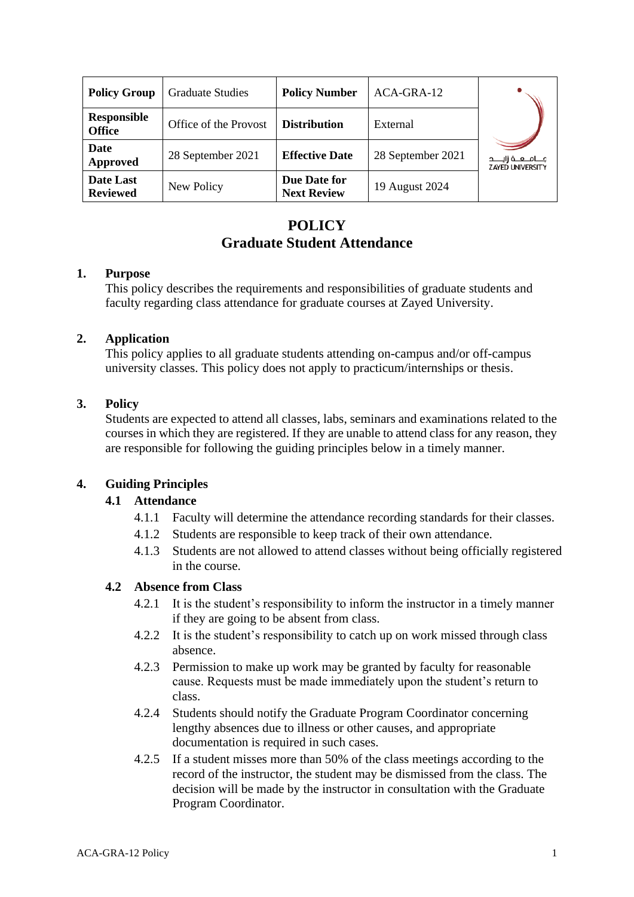| Policy Group | Graduate Studies | Policy Number | ACA-GRA-12 |
|---|---|---|---|
| Responsible Office | Office of the Provost | Distribution | External |
| Date Approved | 28 September 2021 | Effective Date | 28 September 2021 |
| Date Last Reviewed | New Policy | Due Date for Next Review | 19 August 2024 |

# POLICY
# Graduate Student Attendance

## 1. Purpose

This policy describes the requirements and responsibilities of graduate students and faculty regarding class attendance for graduate courses at Zayed University.

## 2. Application

This policy applies to all graduate students attending on-campus and/or off-campus university classes. This policy does not apply to practicum/internships or thesis.

## 3. Policy

Students are expected to attend all classes, labs, seminars and examinations related to the courses in which they are registered. If they are unable to attend class for any reason, they are responsible for following the guiding principles below in a timely manner.

## 4. Guiding Principles

### 4.1 Attendance

4.1.1 Faculty will determine the attendance recording standards for their classes.

4.1.2 Students are responsible to keep track of their own attendance.

4.1.3 Students are not allowed to attend classes without being officially registered in the course.

### 4.2 Absence from Class

4.2.1 It is the student's responsibility to inform the instructor in a timely manner if they are going to be absent from class.

4.2.2 It is the student's responsibility to catch up on work missed through class absence.

4.2.3 Permission to make up work may be granted by faculty for reasonable cause. Requests must be made immediately upon the student's return to class.

4.2.4 Students should notify the Graduate Program Coordinator concerning lengthy absences due to illness or other causes, and appropriate documentation is required in such cases.

4.2.5 If a student misses more than 50% of the class meetings according to the record of the instructor, the student may be dismissed from the class. The decision will be made by the instructor in consultation with the Graduate Program Coordinator.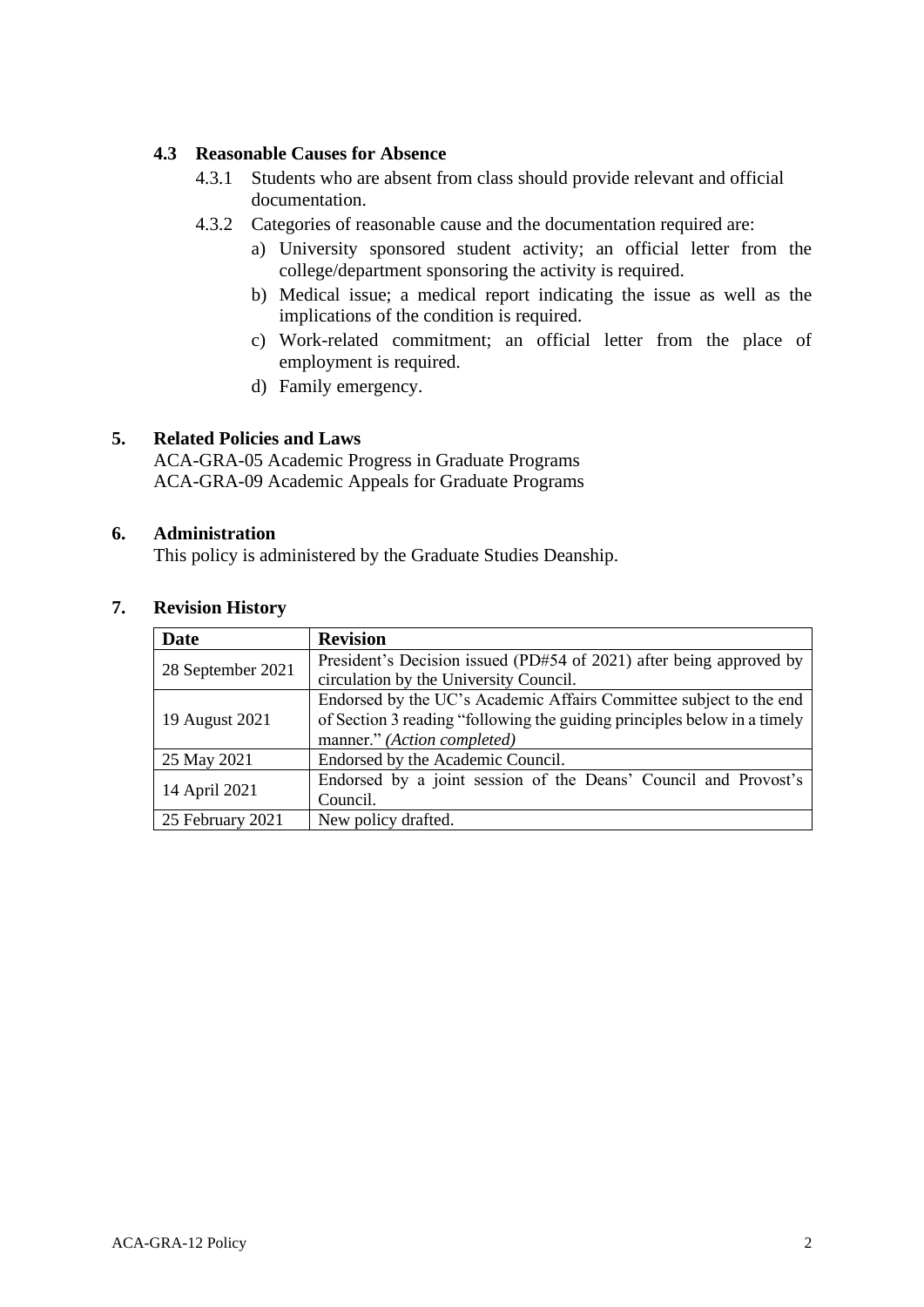### 4.3 Reasonable Causes for Absence

4.3.1 Students who are absent from class should provide relevant and official documentation.

4.3.2 Categories of reasonable cause and the documentation required are:

a) University sponsored student activity; an official letter from the college/department sponsoring the activity is required.

b) Medical issue; a medical report indicating the issue as well as the implications of the condition is required.

c) Work-related commitment; an official letter from the place of employment is required.

d) Family emergency.

## 5. Related Policies and Laws

ACA-GRA-05 Academic Progress in Graduate Programs
ACA-GRA-09 Academic Appeals for Graduate Programs

## 6. Administration

This policy is administered by the Graduate Studies Deanship.

## 7. Revision History

| Date | Revision |
|---|---|
| 28 September 2021 | President's Decision issued (PD#54 of 2021) after being approved by circulation by the University Council. |
| 19 August 2021 | Endorsed by the UC's Academic Affairs Committee subject to the end of Section 3 reading "following the guiding principles below in a timely manner." *(Action completed)* |
| 25 May 2021 | Endorsed by the Academic Council. |
| 14 April 2021 | Endorsed by a joint session of the Deans' Council and Provost's Council. |
| 25 February 2021 | New policy drafted. |